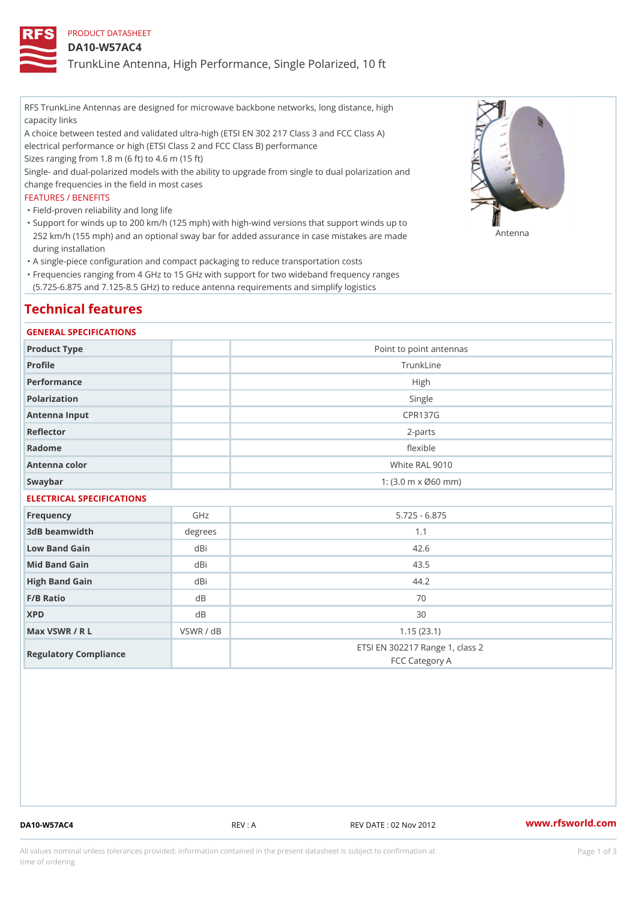PRODUCT DATASHEET

# DA10-W57AC4

## TrunkLine Antenna, High Performance, Single Polarized, 10 ft

RFS TrunkLine Antennas are designed for microwave backbone networks, long distance, high capacity links

A choice between tested and validated ultra-high (ETSI EN 302 217 Class 3 and FCC Class A) electrical performance or high (ETSI Class 2 and FCC Class B) performance

Sizes ranging from 1.8 m (6 ft) to 4.6 m (15 ft)

Single- and dual-polarized models with the ability to upgrade from single to dual polarization and change frequencies in the field in most cases

FEATURES / BENEFITS

- Field-proven reliability and long life
- Support for winds up to 200 km/h (125 mph) with high-wind versions that support winds up to 252 km/h (155 mph) and an optional sway bar for added assurance in case mistakes are made during installation
- A single-piece configuration and compact packaging to reduce transportation costs
- Frequencies ranging from 4 GHz to 15 GHz with support for two wideband frequency ranges (5.725-6.875 and 7.125-8.5 GHz) to reduce antenna requirements and simplify logistics

Antenna

## Technical features

### GENERAL SPECIFICATIONS

| | | |
|---|---|---|
| Product Type | | Point to point antennas |
| Profile | | TrunkLine |
| Performance | | High |
| Polarization | | Single |
| Antenna Input | | CPR137G |
| Reflector | | 2-parts |
| Radome | | flexible |
| Antenna color | | White RAL 9010 |
| Swaybar | | 1: (3.0 m x Ø60 mm) |

### ELECTRICAL SPECIFICATIONS

| | | |
|---|---|---|
| Frequency | GHz | 5.725 - 6.875 |
| 3dB beamwidth | degrees | 1.1 |
| Low Band Gain | dBi | 42.6 |
| Mid Band Gain | dBi | 43.5 |
| High Band Gain | dBi | 44.2 |
| F/B Ratio | dB | 70 |
| XPD | dB | 30 |
| Max VSWR / R L | VSWR / dB | 1.15 (23.1) |
| Regulatory Compliance | | ETSI EN 302217 Range 1, class 2<br>FCC Category A |

DA10-W57AC4 REV : A REV DATE : 02 Nov 2012 www.rfsworld.com

All values nominal unless tolerances provided; information contained in the present datasheet is subject to confirmation at time of ordering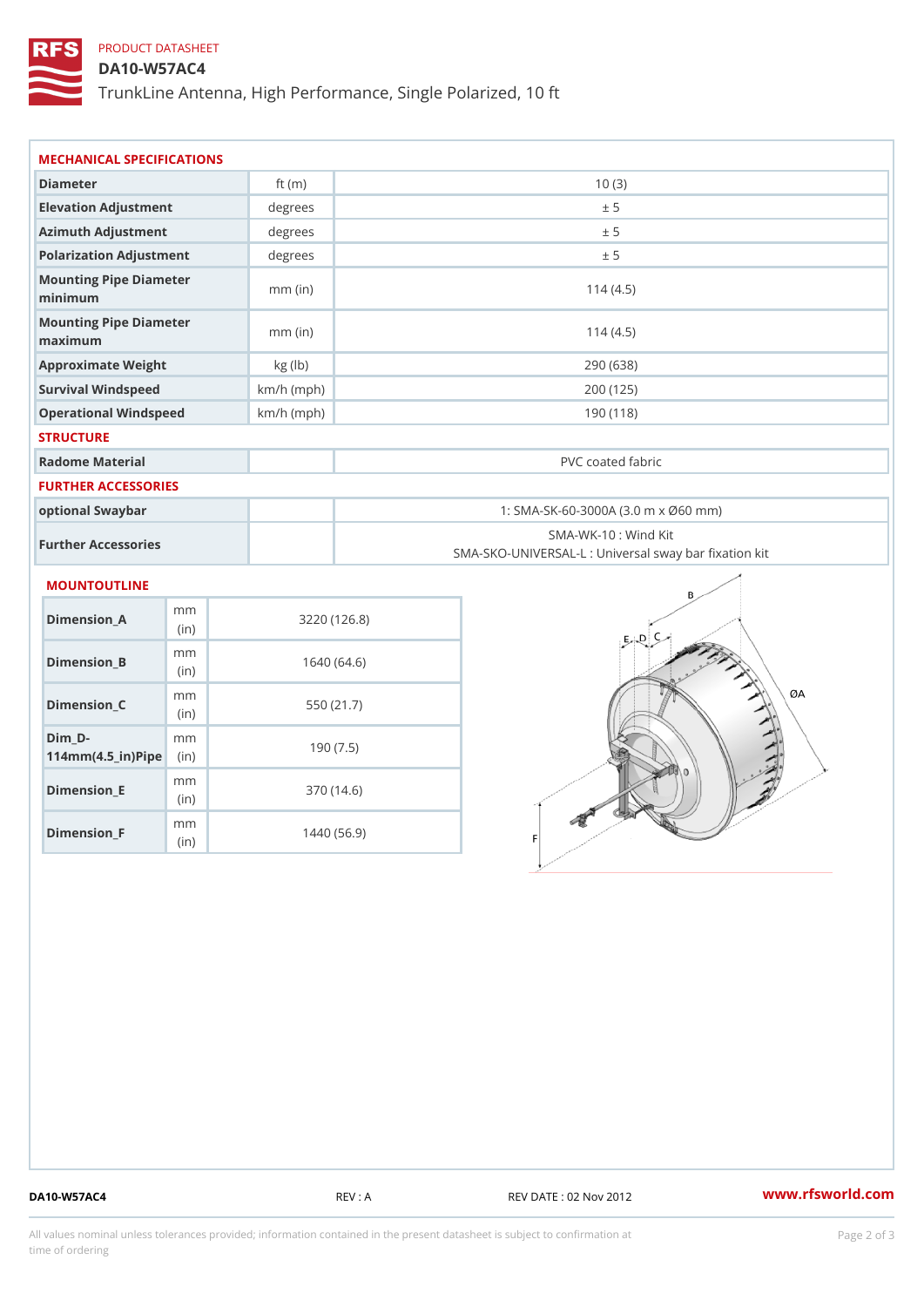PRODUCT DATASHEET

# DA10-W57AC4

TrunkLine Antenna, High Performance, Single Polarized, 10 ft

## MECHANICAL SPECIFICATIONS

| | | |
|---|---|---|
| Diameter | ft (m) | 10 (3) |
| Elevation Adjustment | degrees | ± 5 |
| Azimuth Adjustment | degrees | ± 5 |
| Polarization Adjustment | degrees | ± 5 |
| Mounting Pipe Diameter minimum | mm (in) | 114 (4.5) |
| Mounting Pipe Diameter maximum | mm (in) | 114 (4.5) |
| Approximate Weight | kg (lb) | 290 (638) |
| Survival Windspeed | km/h (mph) | 200 (125) |
| Operational Windspeed | km/h (mph) | 190 (118) |

## STRUCTURE

| | | |
|---|---|---|
| Radome Material | | PVC coated fabric |

## FURTHER ACCESSORIES

| | | |
|---|---|---|
| optional Swaybar | | 1: SMA-SK-60-3000A (3.0 m x Ø60 mm) |
| Further Accessories | | SMA-WK-10 : Wind Kit<br>SMA-SKO-UNIVERSAL-L : Universal sway bar fixation kit |

## MOUNTOUTLINE

| | | |
|---|---|---|
| Dimension_A | mm (in) | 3220 (126.8) |
| Dimension_B | mm (in) | 1640 (64.6) |
| Dimension_C | mm (in) | 550 (21.7) |
| Dim_D-114mm(4.5_in)Pipe | mm (in) | 190 (7.5) |
| Dimension_E | mm (in) | 370 (14.6) |
| Dimension_F | mm (in) | 1440 (56.9) |

DA10-W57AC4 REV : A REV DATE : 02 Nov 2012 www.rfsworld.com

All values nominal unless tolerances provided; information contained in the present datasheet is subject to confirmation at time of ordering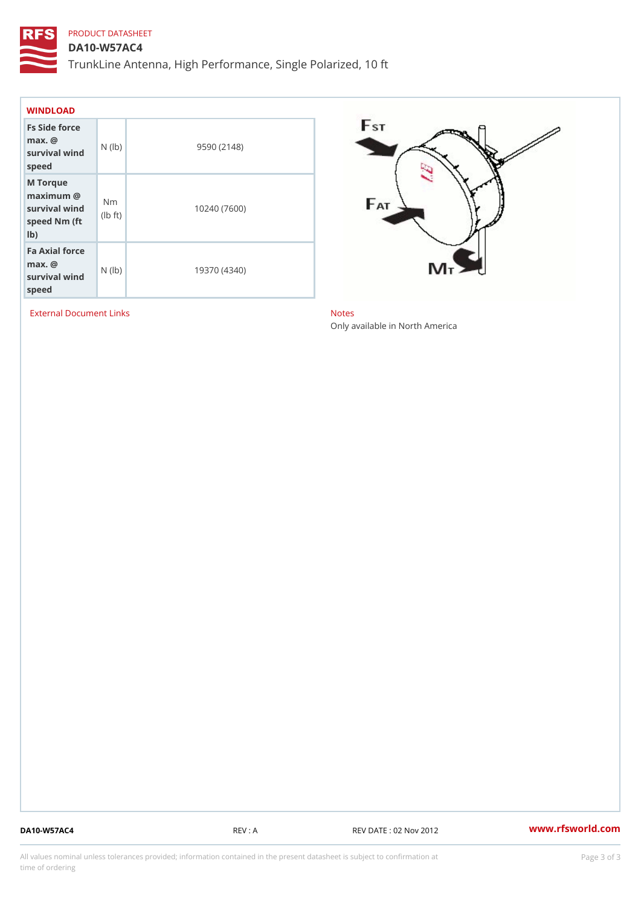PRODUCT DATASHEET

# DA10-W57AC4

TrunkLine Antenna, High Performance, Single Polarized, 10 ft

## WINDLOAD

| | | |
|---|---|---|
| Fs Side force max. @ survival wind speed | N (lb) | 9590 (2148) |
| M Torque maximum @ survival wind speed Nm (ft lb) | Nm (lb ft) | 10240 (7600) |
| Fa Axial force max. @ survival wind speed | N (lb) | 19370 (4340) |

FST

FAT

MT

External Document Links

Notes

Only available in North America

DA10-W57AC4 REV : A REV DATE : 02 Nov 2012 www.rfsworld.com

All values nominal unless tolerances provided; information contained in the present datasheet is subject to confirmation at time of ordering